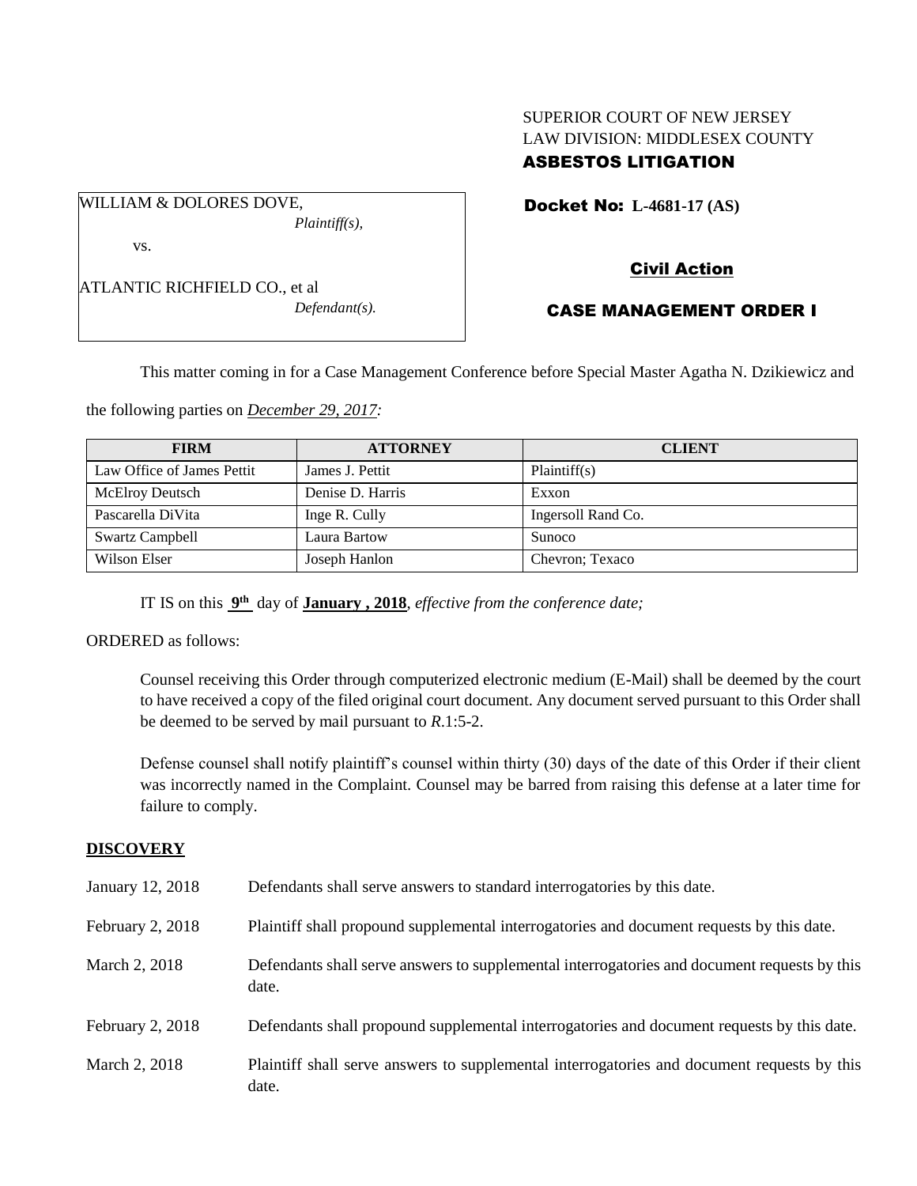SUPERIOR COURT OF NEW JERSEY
LAW DIVISION: MIDDLESEX COUNTY
**ASBESTOS LITIGATION**

WILLIAM & DOLORES DOVE,
*Plaintiff(s),*

vs.

ATLANTIC RICHFIELD CO., et al
*Defendant(s).*

**Docket No: L-4681-17 (AS)**

**Civil Action**

**CASE MANAGEMENT ORDER I**

This matter coming in for a Case Management Conference before Special Master Agatha N. Dzikiewicz and the following parties on *December 29, 2017:*

| FIRM | ATTORNEY | CLIENT |
| --- | --- | --- |
| Law Office of James Pettit | James J. Pettit | Plaintiff(s) |
| McElroy Deutsch | Denise D. Harris | Exxon |
| Pascarella DiVita | Inge R. Cully | Ingersoll Rand Co. |
| Swartz Campbell | Laura Bartow | Sunoco |
| Wilson Elser | Joseph Hanlon | Chevron; Texaco |

IT IS on this **9th** day of **January , 2018**, *effective from the conference date;*

ORDERED as follows:

Counsel receiving this Order through computerized electronic medium (E-Mail) shall be deemed by the court to have received a copy of the filed original court document. Any document served pursuant to this Order shall be deemed to be served by mail pursuant to *R*.1:5-2.

Defense counsel shall notify plaintiff's counsel within thirty (30) days of the date of this Order if their client was incorrectly named in the Complaint. Counsel may be barred from raising this defense at a later time for failure to comply.

**DISCOVERY**

January 12, 2018 — Defendants shall serve answers to standard interrogatories by this date.

February 2, 2018 — Plaintiff shall propound supplemental interrogatories and document requests by this date.

March 2, 2018 — Defendants shall serve answers to supplemental interrogatories and document requests by this date.

February 2, 2018 — Defendants shall propound supplemental interrogatories and document requests by this date.

March 2, 2018 — Plaintiff shall serve answers to supplemental interrogatories and document requests by this date.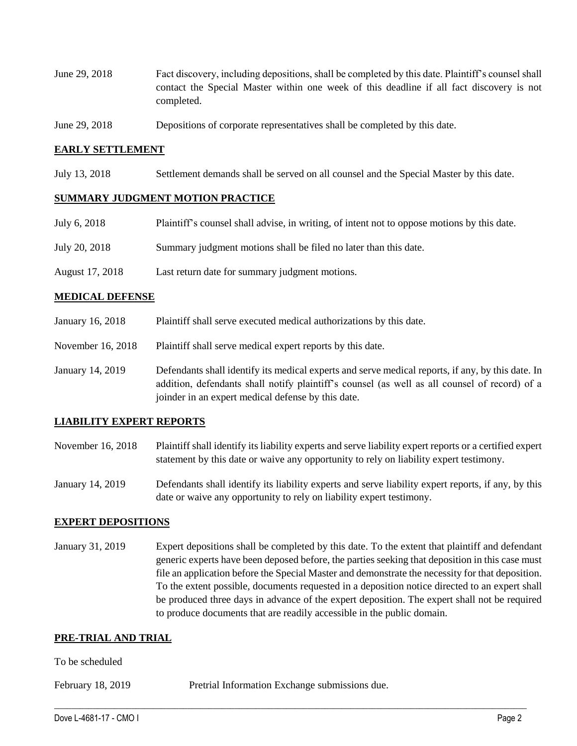| | |
|---|---|
| June 29, 2018 | Fact discovery, including depositions, shall be completed by this date. Plaintiff's counsel shall contact the Special Master within one week of this deadline if all fact discovery is not completed. |
| June 29, 2018 | Depositions of corporate representatives shall be completed by this date. |

## EARLY SETTLEMENT

| | |
|---|---|
| July 13, 2018 | Settlement demands shall be served on all counsel and the Special Master by this date. |

## SUMMARY JUDGMENT MOTION PRACTICE

| | |
|---|---|
| July 6, 2018 | Plaintiff's counsel shall advise, in writing, of intent not to oppose motions by this date. |
| July 20, 2018 | Summary judgment motions shall be filed no later than this date. |
| August 17, 2018 | Last return date for summary judgment motions. |

## MEDICAL DEFENSE

| | |
|---|---|
| January 16, 2018 | Plaintiff shall serve executed medical authorizations by this date. |
| November 16, 2018 | Plaintiff shall serve medical expert reports by this date. |
| January 14, 2019 | Defendants shall identify its medical experts and serve medical reports, if any, by this date. In addition, defendants shall notify plaintiff's counsel (as well as all counsel of record) of a joinder in an expert medical defense by this date. |

## LIABILITY EXPERT REPORTS

| | |
|---|---|
| November 16, 2018 | Plaintiff shall identify its liability experts and serve liability expert reports or a certified expert statement by this date or waive any opportunity to rely on liability expert testimony. |
| January 14, 2019 | Defendants shall identify its liability experts and serve liability expert reports, if any, by this date or waive any opportunity to rely on liability expert testimony. |

## EXPERT DEPOSITIONS

| | |
|---|---|
| January 31, 2019 | Expert depositions shall be completed by this date. To the extent that plaintiff and defendant generic experts have been deposed before, the parties seeking that deposition in this case must file an application before the Special Master and demonstrate the necessity for that deposition. To the extent possible, documents requested in a deposition notice directed to an expert shall be produced three days in advance of the expert deposition. The expert shall not be required to produce documents that are readily accessible in the public domain. |

## PRE-TRIAL AND TRIAL

To be scheduled

| | |
|---|---|
| February 18, 2019 | Pretrial Information Exchange submissions due. |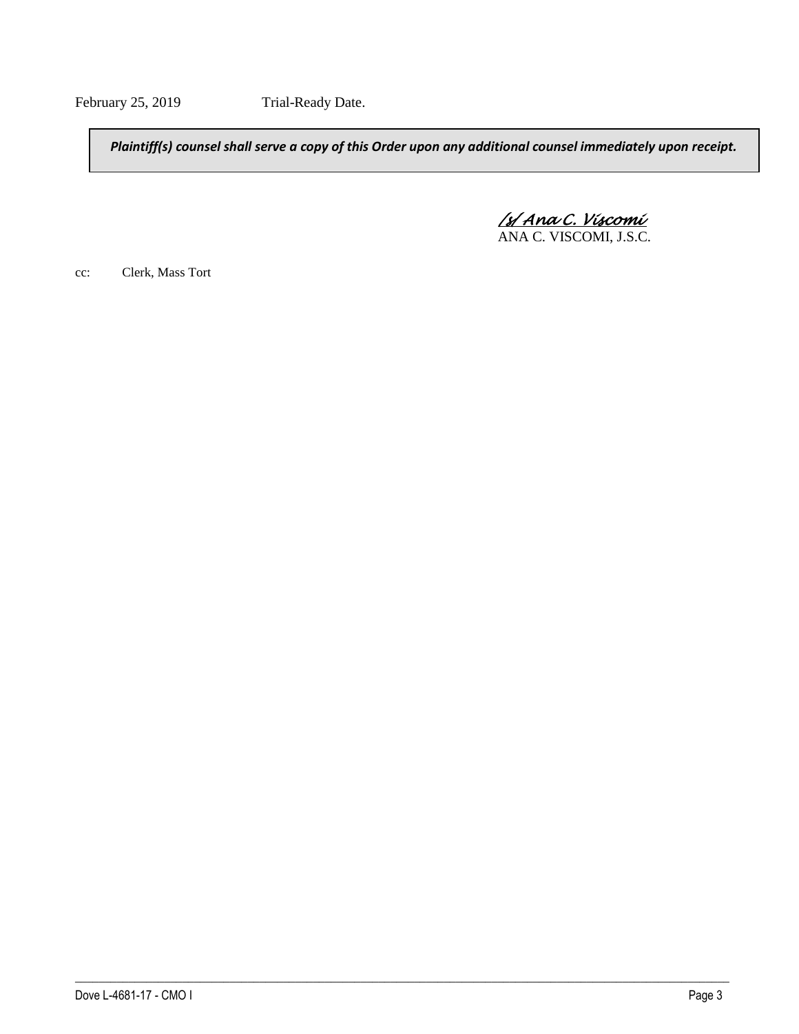February 25, 2019 Trial-Ready Date.

***Plaintiff(s) counsel shall serve a copy of this Order upon any additional counsel immediately upon receipt.***

/s/ Ana C. Viscomi
ANA C. VISCOMI, J.S.C.

cc: Clerk, Mass Tort